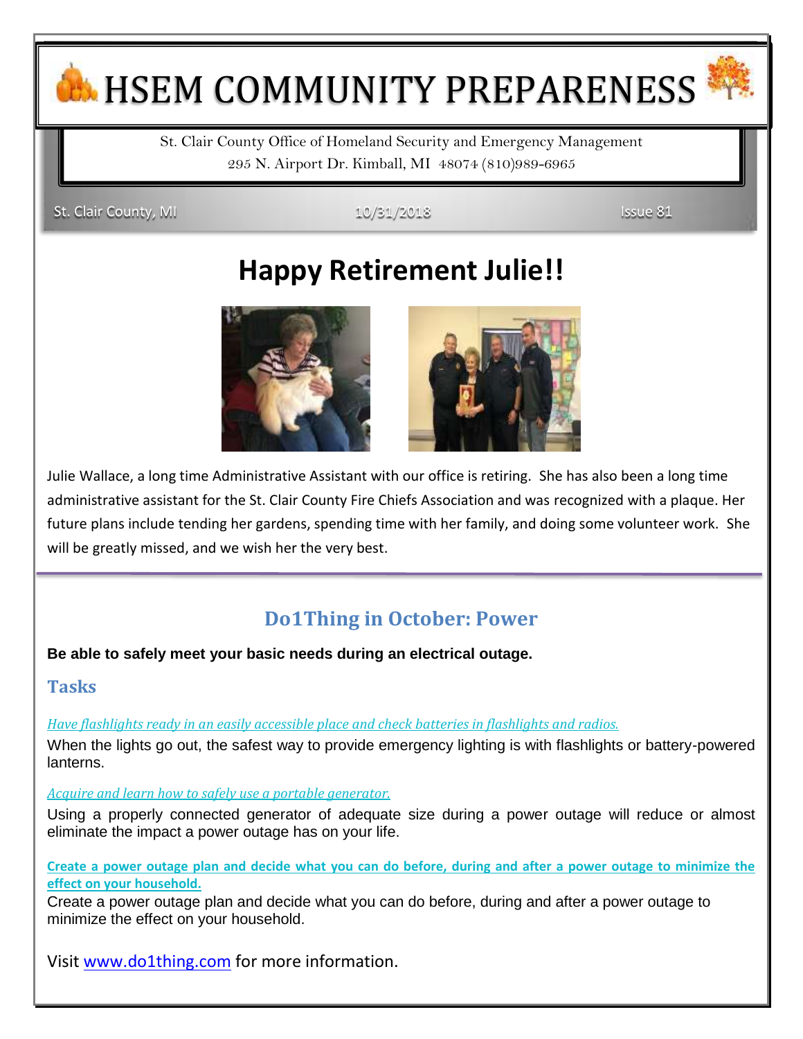# HSEM COMMUNITY PREPARENESS

St. Clair County Office of Homeland Security and Emergency Management
295 N. Airport Dr. Kimball, MI 48074 (810)989-6965

St. Clair County, MI — 10/31/2018 — Issue 81

## Happy Retirement Julie!!

Julie Wallace, a long time Administrative Assistant with our office is retiring. She has also been a long time administrative assistant for the St. Clair County Fire Chiefs Association and was recognized with a plaque. Her future plans include tending her gardens, spending time with her family, and doing some volunteer work. She will be greatly missed, and we wish her the very best.

## Do1Thing in October: Power

**Be able to safely meet your basic needs during an electrical outage.**

### Tasks

*Have flashlights ready in an easily accessible place and check batteries in flashlights and radios.*

When the lights go out, the safest way to provide emergency lighting is with flashlights or battery-powered lanterns.

*Acquire and learn how to safely use a portable generator.*

Using a properly connected generator of adequate size during a power outage will reduce or almost eliminate the impact a power outage has on your life.

**Create a power outage plan and decide what you can do before, during and after a power outage to minimize the effect on your household.**

Create a power outage plan and decide what you can do before, during and after a power outage to minimize the effect on your household.

Visit www.do1thing.com for more information.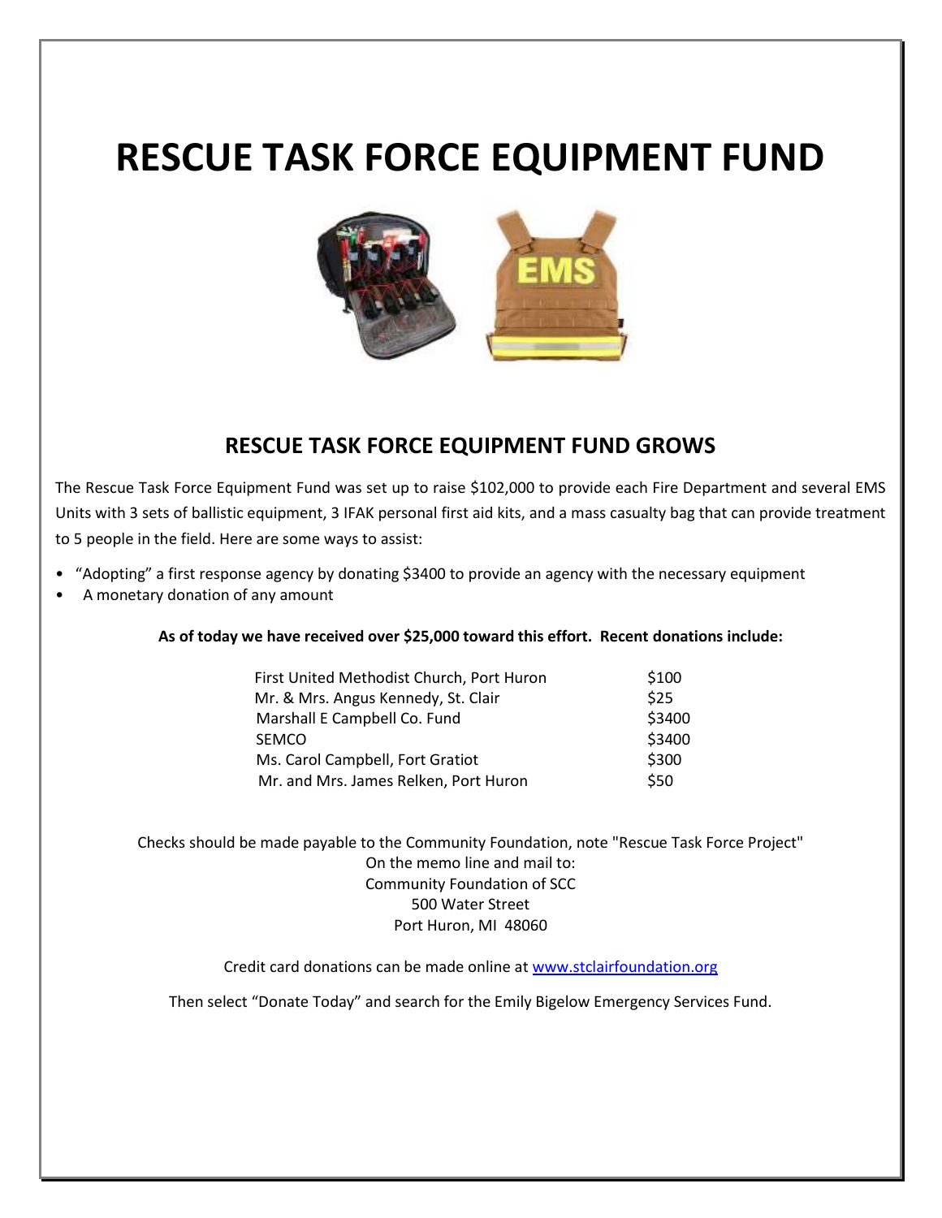# RESCUE TASK FORCE EQUIPMENT FUND

## RESCUE TASK FORCE EQUIPMENT FUND GROWS

The Rescue Task Force Equipment Fund was set up to raise $102,000 to provide each Fire Department and several EMS Units with 3 sets of ballistic equipment, 3 IFAK personal first aid kits, and a mass casualty bag that can provide treatment to 5 people in the field. Here are some ways to assist:

- "Adopting" a first response agency by donating $3400 to provide an agency with the necessary equipment
- A monetary donation of any amount

**As of today we have received over $25,000 toward this effort. Recent donations include:**

| | |
|---|---|
| First United Methodist Church, Port Huron | $100 |
| Mr. & Mrs. Angus Kennedy, St. Clair | $25 |
| Marshall E Campbell Co. Fund | $3400 |
| SEMCO | $3400 |
| Ms. Carol Campbell, Fort Gratiot | $300 |
| Mr. and Mrs. James Relken, Port Huron | $50 |

Checks should be made payable to the Community Foundation, note "Rescue Task Force Project"
On the memo line and mail to:
Community Foundation of SCC
500 Water Street
Port Huron, MI 48060

Credit card donations can be made online at www.stclairfoundation.org

Then select "Donate Today" and search for the Emily Bigelow Emergency Services Fund.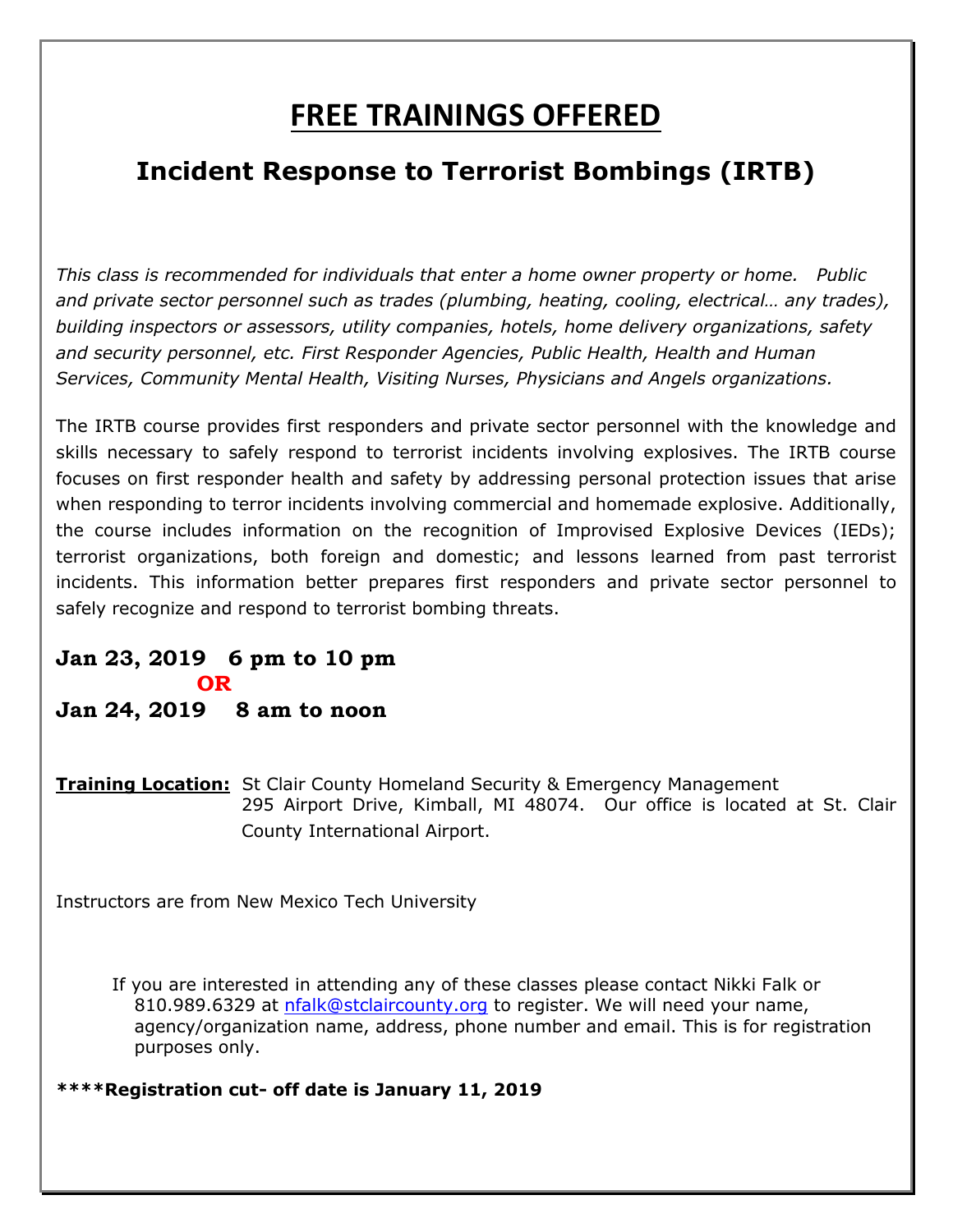# FREE TRAININGS OFFERED

## Incident Response to Terrorist Bombings (IRTB)

*This class is recommended for individuals that enter a home owner property or home. Public and private sector personnel such as trades (plumbing, heating, cooling, electrical… any trades), building inspectors or assessors, utility companies, hotels, home delivery organizations, safety and security personnel, etc. First Responder Agencies, Public Health, Health and Human Services, Community Mental Health, Visiting Nurses, Physicians and Angels organizations.*

The IRTB course provides first responders and private sector personnel with the knowledge and skills necessary to safely respond to terrorist incidents involving explosives. The IRTB course focuses on first responder health and safety by addressing personal protection issues that arise when responding to terror incidents involving commercial and homemade explosive. Additionally, the course includes information on the recognition of Improvised Explosive Devices (IEDs); terrorist organizations, both foreign and domestic; and lessons learned from past terrorist incidents. This information better prepares first responders and private sector personnel to safely recognize and respond to terrorist bombing threats.

**Jan 23, 2019 6 pm to 10 pm**

**OR**

**Jan 24, 2019 8 am to noon**

**Training Location:** St Clair County Homeland Security & Emergency Management
295 Airport Drive, Kimball, MI 48074. Our office is located at St. Clair County International Airport.

Instructors are from New Mexico Tech University

If you are interested in attending any of these classes please contact Nikki Falk or 810.989.6329 at nfalk@stclaircounty.org to register. We will need your name, agency/organization name, address, phone number and email. This is for registration purposes only.

**\*\*\*\*Registration cut- off date is January 11, 2019**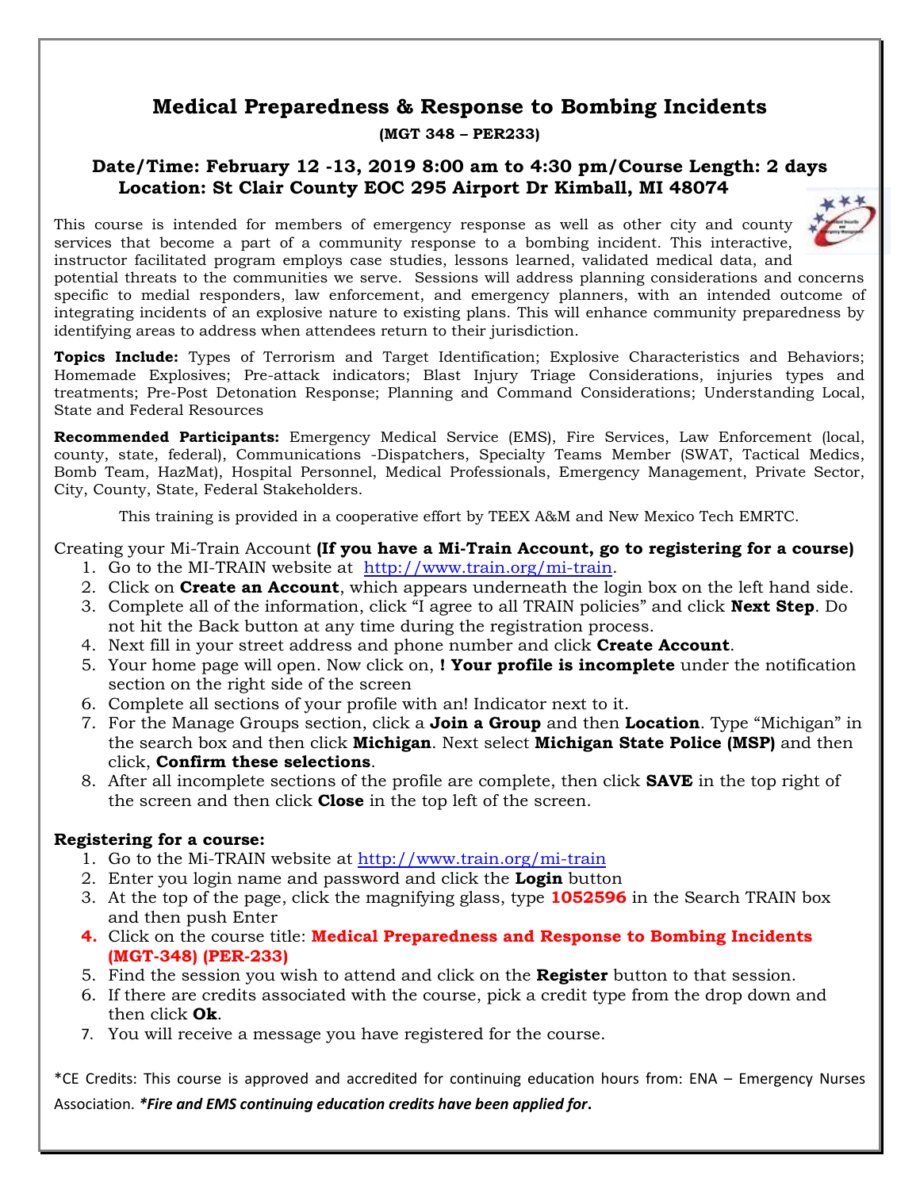# Medical Preparedness & Response to Bombing Incidents

**(MGT 348 – PER233)**

### Date/Time: February 12 -13, 2019 8:00 am to 4:30 pm/Course Length: 2 days
### Location: St Clair County EOC 295 Airport Dr Kimball, MI 48074

This course is intended for members of emergency response as well as other city and county services that become a part of a community response to a bombing incident. This interactive, instructor facilitated program employs case studies, lessons learned, validated medical data, and potential threats to the communities we serve. Sessions will address planning considerations and concerns specific to medial responders, law enforcement, and emergency planners, with an intended outcome of integrating incidents of an explosive nature to existing plans. This will enhance community preparedness by identifying areas to address when attendees return to their jurisdiction.

**Topics Include:** Types of Terrorism and Target Identification; Explosive Characteristics and Behaviors; Homemade Explosives; Pre-attack indicators; Blast Injury Triage Considerations, injuries types and treatments; Pre-Post Detonation Response; Planning and Command Considerations; Understanding Local, State and Federal Resources

**Recommended Participants:** Emergency Medical Service (EMS), Fire Services, Law Enforcement (local, county, state, federal), Communications -Dispatchers, Specialty Teams Member (SWAT, Tactical Medics, Bomb Team, HazMat), Hospital Personnel, Medical Professionals, Emergency Management, Private Sector, City, County, State, Federal Stakeholders.

This training is provided in a cooperative effort by TEEX A&M and New Mexico Tech EMRTC.

Creating your Mi-Train Account **(If you have a Mi-Train Account, go to registering for a course)**

1. Go to the MI-TRAIN website at http://www.train.org/mi-train.
2. Click on **Create an Account**, which appears underneath the login box on the left hand side.
3. Complete all of the information, click "I agree to all TRAIN policies" and click **Next Step**. Do not hit the Back button at any time during the registration process.
4. Next fill in your street address and phone number and click **Create Account**.
5. Your home page will open. Now click on, **! Your profile is incomplete** under the notification section on the right side of the screen
6. Complete all sections of your profile with an! Indicator next to it.
7. For the Manage Groups section, click a **Join a Group** and then **Location**. Type "Michigan" in the search box and then click **Michigan**. Next select **Michigan State Police (MSP)** and then click, **Confirm these selections**.
8. After all incomplete sections of the profile are complete, then click **SAVE** in the top right of the screen and then click **Close** in the top left of the screen.

**Registering for a course:**

1. Go to the Mi-TRAIN website at http://www.train.org/mi-train
2. Enter you login name and password and click the **Login** button
3. At the top of the page, click the magnifying glass, type **1052596** in the Search TRAIN box and then push Enter
4. Click on the course title: **Medical Preparedness and Response to Bombing Incidents (MGT-348) (PER-233)**
5. Find the session you wish to attend and click on the **Register** button to that session.
6. If there are credits associated with the course, pick a credit type from the drop down and then click **Ok**.
7. You will receive a message you have registered for the course.

*CE Credits: This course is approved and accredited for continuing education hours from: ENA – Emergency Nurses Association. ***Fire and EMS continuing education credits have been applied for**.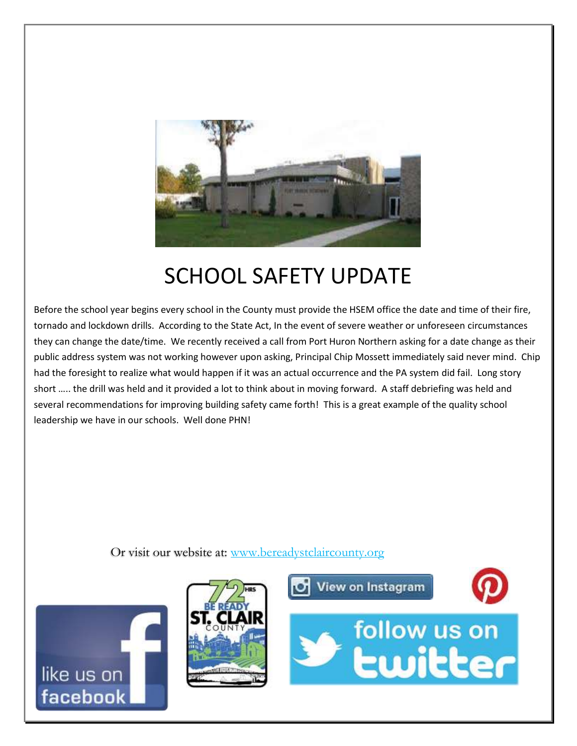# SCHOOL SAFETY UPDATE

Before the school year begins every school in the County must provide the HSEM office the date and time of their fire, tornado and lockdown drills. According to the State Act, In the event of severe weather or unforeseen circumstances they can change the date/time. We recently received a call from Port Huron Northern asking for a date change as their public address system was not working however upon asking, Principal Chip Mossett immediately said never mind. Chip had the foresight to realize what would happen if it was an actual occurrence and the PA system did fail. Long story short ….. the drill was held and it provided a lot to think about in moving forward. A staff debriefing was held and several recommendations for improving building safety came forth! This is a great example of the quality school leadership we have in our schools. Well done PHN!

Or visit our website at: [www.bereadystclaircounty.org](http://www.bereadystclaircounty.org)